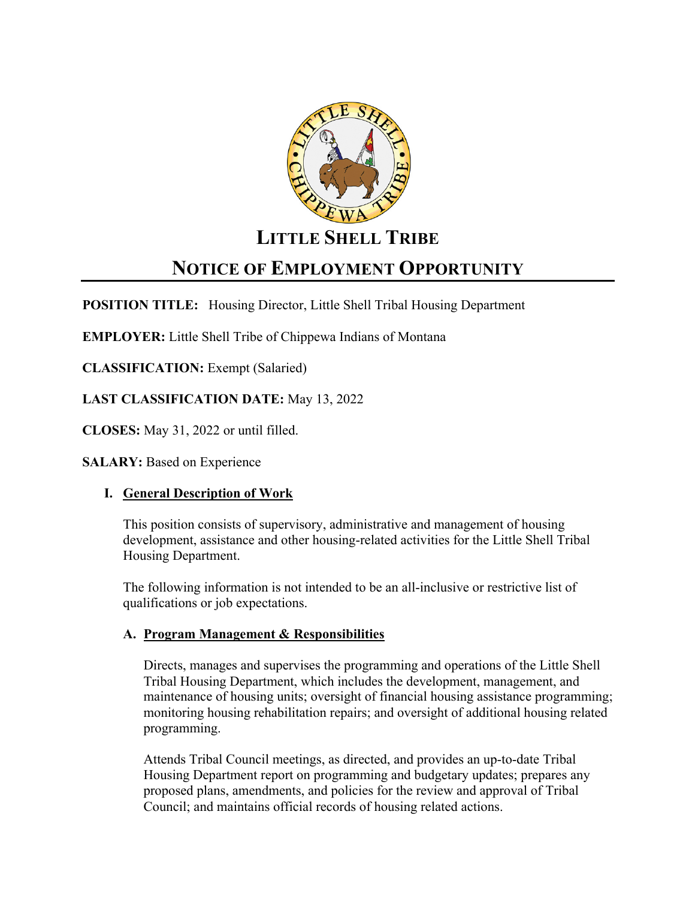# LITTLE SHELL TRIBE

# NOTICE OF EMPLOYMENT OPPORTUNITY

**POSITION TITLE:** Housing Director, Little Shell Tribal Housing Department

**EMPLOYER:** Little Shell Tribe of Chippewa Indians of Montana

**CLASSIFICATION:** Exempt (Salaried)

**LAST CLASSIFICATION DATE:** May 13, 2022

**CLOSES:** May 31, 2022 or until filled.

**SALARY:** Based on Experience

## I. General Description of Work

This position consists of supervisory, administrative and management of housing development, assistance and other housing-related activities for the Little Shell Tribal Housing Department.

The following information is not intended to be an all-inclusive or restrictive list of qualifications or job expectations.

### A. Program Management & Responsibilities

Directs, manages and supervises the programming and operations of the Little Shell Tribal Housing Department, which includes the development, management, and maintenance of housing units; oversight of financial housing assistance programming; monitoring housing rehabilitation repairs; and oversight of additional housing related programming.

Attends Tribal Council meetings, as directed, and provides an up-to-date Tribal Housing Department report on programming and budgetary updates; prepares any proposed plans, amendments, and policies for the review and approval of Tribal Council; and maintains official records of housing related actions.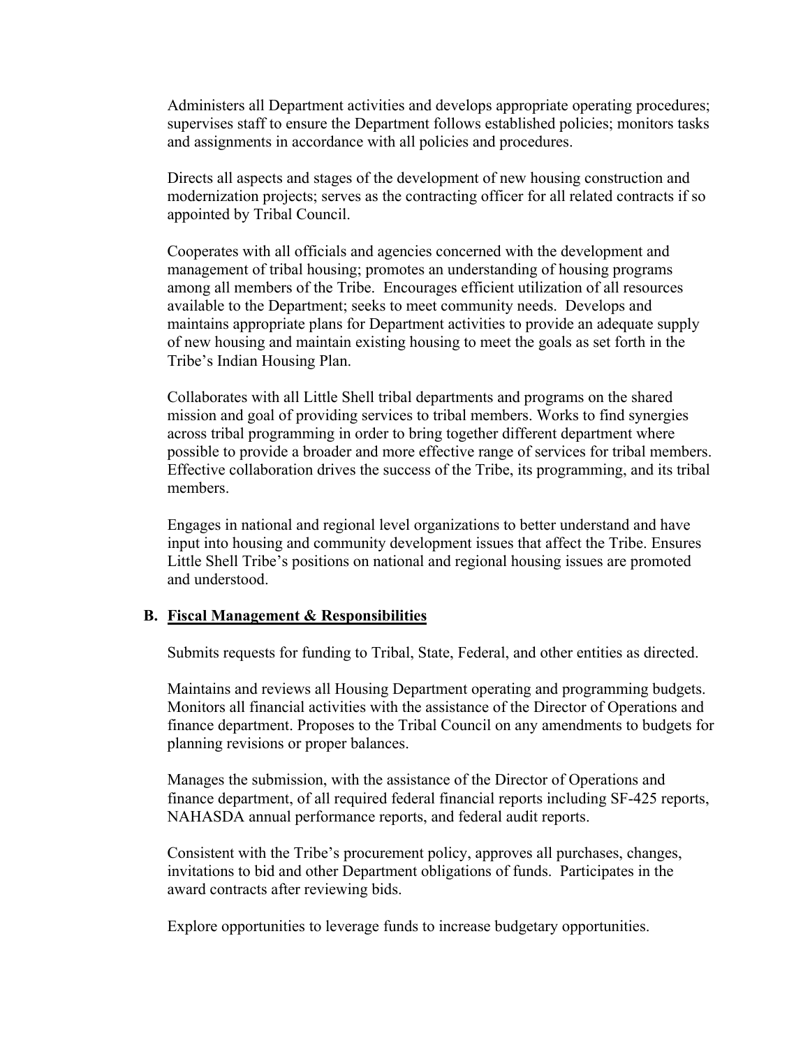Administers all Department activities and develops appropriate operating procedures; supervises staff to ensure the Department follows established policies; monitors tasks and assignments in accordance with all policies and procedures.

Directs all aspects and stages of the development of new housing construction and modernization projects; serves as the contracting officer for all related contracts if so appointed by Tribal Council.

Cooperates with all officials and agencies concerned with the development and management of tribal housing; promotes an understanding of housing programs among all members of the Tribe. Encourages efficient utilization of all resources available to the Department; seeks to meet community needs. Develops and maintains appropriate plans for Department activities to provide an adequate supply of new housing and maintain existing housing to meet the goals as set forth in the Tribe's Indian Housing Plan.

Collaborates with all Little Shell tribal departments and programs on the shared mission and goal of providing services to tribal members. Works to find synergies across tribal programming in order to bring together different department where possible to provide a broader and more effective range of services for tribal members. Effective collaboration drives the success of the Tribe, its programming, and its tribal members.

Engages in national and regional level organizations to better understand and have input into housing and community development issues that affect the Tribe. Ensures Little Shell Tribe's positions on national and regional housing issues are promoted and understood.

### B. <u>Fiscal Management & Responsibilities</u>

Submits requests for funding to Tribal, State, Federal, and other entities as directed.

Maintains and reviews all Housing Department operating and programming budgets. Monitors all financial activities with the assistance of the Director of Operations and finance department. Proposes to the Tribal Council on any amendments to budgets for planning revisions or proper balances.

Manages the submission, with the assistance of the Director of Operations and finance department, of all required federal financial reports including SF-425 reports, NAHASDA annual performance reports, and federal audit reports.

Consistent with the Tribe's procurement policy, approves all purchases, changes, invitations to bid and other Department obligations of funds. Participates in the award contracts after reviewing bids.

Explore opportunities to leverage funds to increase budgetary opportunities.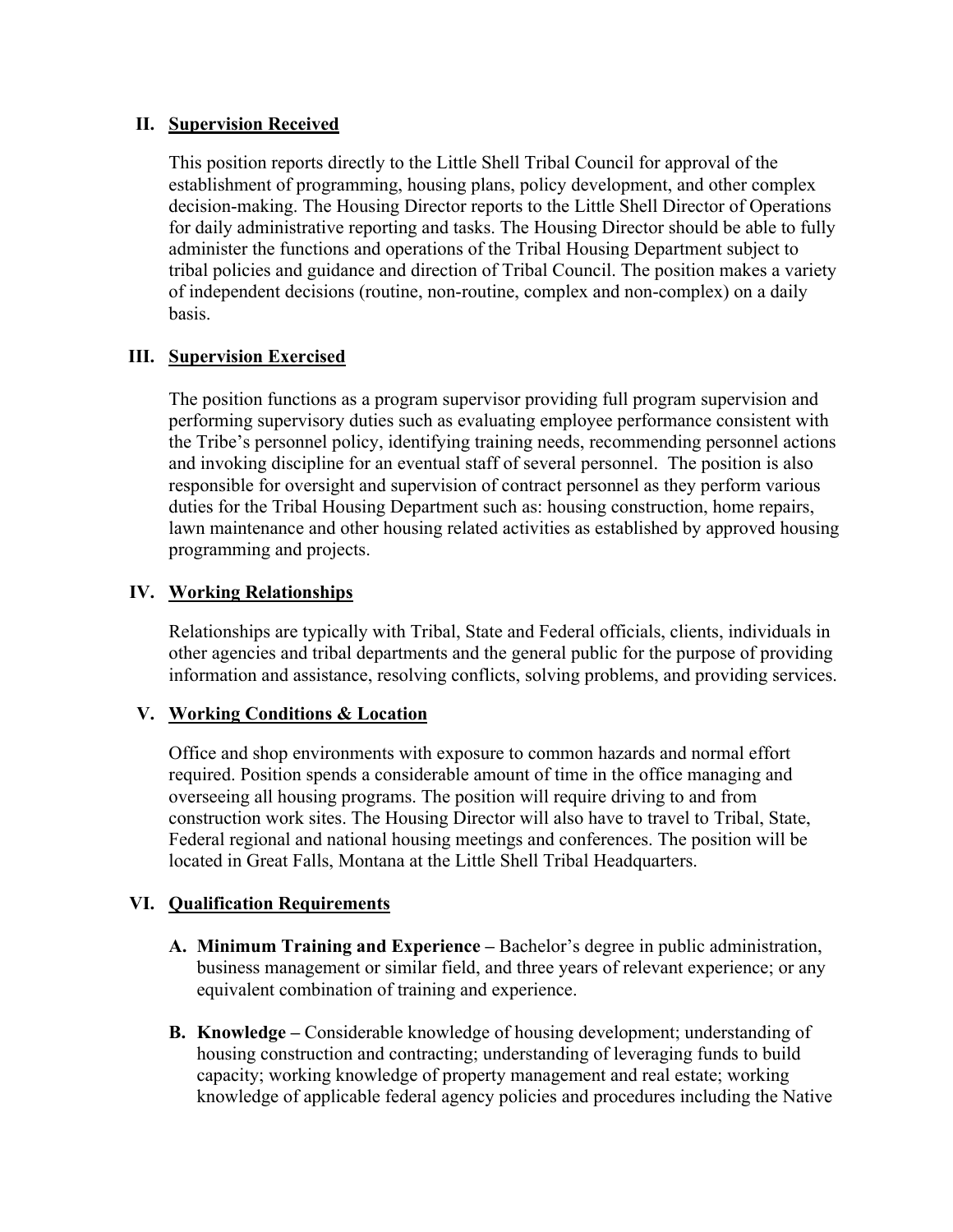## II. Supervision Received

This position reports directly to the Little Shell Tribal Council for approval of the establishment of programming, housing plans, policy development, and other complex decision-making. The Housing Director reports to the Little Shell Director of Operations for daily administrative reporting and tasks. The Housing Director should be able to fully administer the functions and operations of the Tribal Housing Department subject to tribal policies and guidance and direction of Tribal Council. The position makes a variety of independent decisions (routine, non-routine, complex and non-complex) on a daily basis.

## III. Supervision Exercised

The position functions as a program supervisor providing full program supervision and performing supervisory duties such as evaluating employee performance consistent with the Tribe's personnel policy, identifying training needs, recommending personnel actions and invoking discipline for an eventual staff of several personnel. The position is also responsible for oversight and supervision of contract personnel as they perform various duties for the Tribal Housing Department such as: housing construction, home repairs, lawn maintenance and other housing related activities as established by approved housing programming and projects.

## IV. Working Relationships

Relationships are typically with Tribal, State and Federal officials, clients, individuals in other agencies and tribal departments and the general public for the purpose of providing information and assistance, resolving conflicts, solving problems, and providing services.

## V. Working Conditions & Location

Office and shop environments with exposure to common hazards and normal effort required. Position spends a considerable amount of time in the office managing and overseeing all housing programs. The position will require driving to and from construction work sites. The Housing Director will also have to travel to Tribal, State, Federal regional and national housing meetings and conferences. The position will be located in Great Falls, Montana at the Little Shell Tribal Headquarters.

## VI. Qualification Requirements

A. **Minimum Training and Experience –** Bachelor's degree in public administration, business management or similar field, and three years of relevant experience; or any equivalent combination of training and experience.

B. **Knowledge –** Considerable knowledge of housing development; understanding of housing construction and contracting; understanding of leveraging funds to build capacity; working knowledge of property management and real estate; working knowledge of applicable federal agency policies and procedures including the Native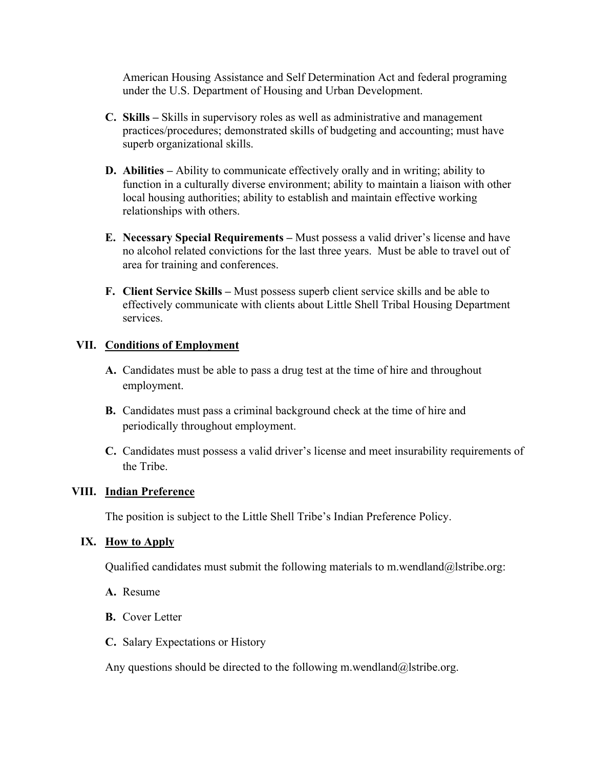American Housing Assistance and Self Determination Act and federal programing under the U.S. Department of Housing and Urban Development.

**C.** **Skills –** Skills in supervisory roles as well as administrative and management practices/procedures; demonstrated skills of budgeting and accounting; must have superb organizational skills.

**D.** **Abilities –** Ability to communicate effectively orally and in writing; ability to function in a culturally diverse environment; ability to maintain a liaison with other local housing authorities; ability to establish and maintain effective working relationships with others.

**E.** **Necessary Special Requirements –** Must possess a valid driver's license and have no alcohol related convictions for the last three years. Must be able to travel out of area for training and conferences.

**F.** **Client Service Skills –** Must possess superb client service skills and be able to effectively communicate with clients about Little Shell Tribal Housing Department services.

## VII. Conditions of Employment

**A.** Candidates must be able to pass a drug test at the time of hire and throughout employment.

**B.** Candidates must pass a criminal background check at the time of hire and periodically throughout employment.

**C.** Candidates must possess a valid driver's license and meet insurability requirements of the Tribe.

## VIII. Indian Preference

The position is subject to the Little Shell Tribe's Indian Preference Policy.

## IX. How to Apply

Qualified candidates must submit the following materials to m.wendland@lstribe.org:

**A.** Resume

**B.** Cover Letter

**C.** Salary Expectations or History

Any questions should be directed to the following m.wendland@lstribe.org.